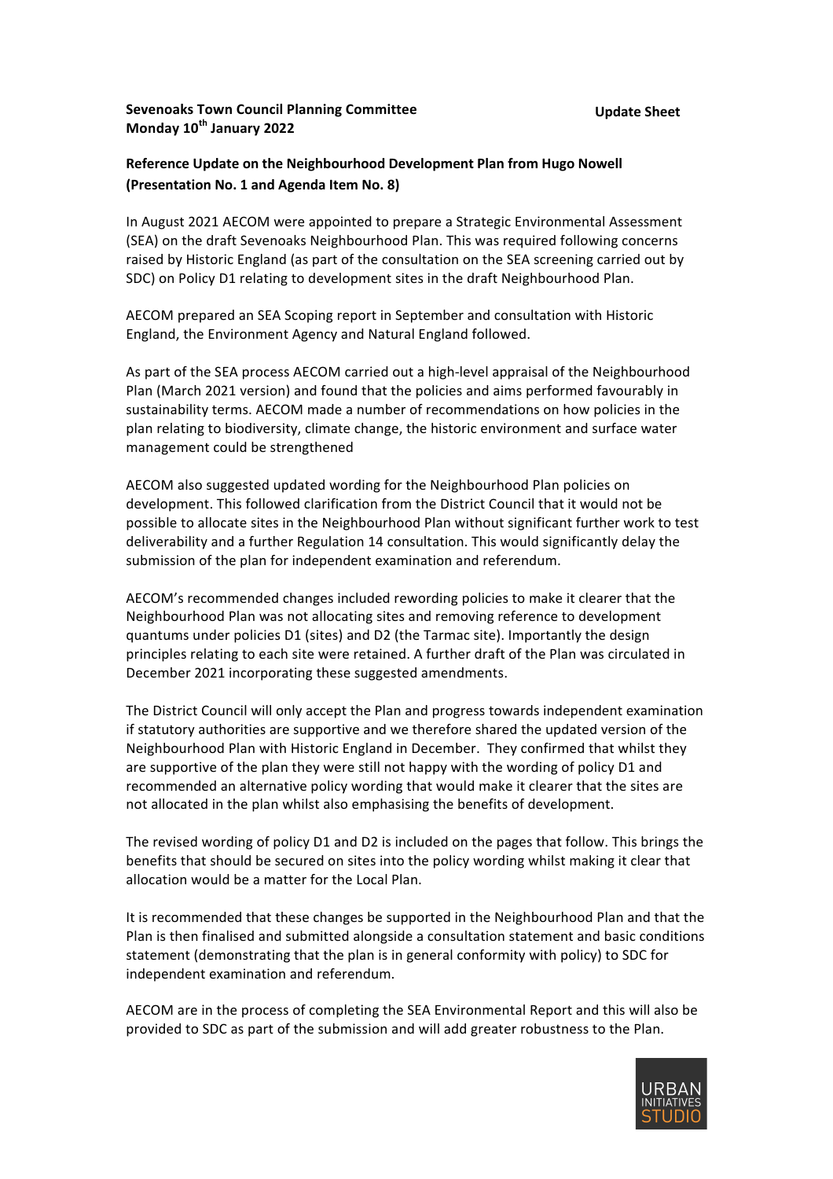**Sevenoaks Town Council Planning Committee**
**Monday 10th January 2022**

**Update Sheet**

**Reference Update on the Neighbourhood Development Plan from Hugo Nowell (Presentation No. 1 and Agenda Item No. 8)**

In August 2021 AECOM were appointed to prepare a Strategic Environmental Assessment (SEA) on the draft Sevenoaks Neighbourhood Plan. This was required following concerns raised by Historic England (as part of the consultation on the SEA screening carried out by SDC) on Policy D1 relating to development sites in the draft Neighbourhood Plan.

AECOM prepared an SEA Scoping report in September and consultation with Historic England, the Environment Agency and Natural England followed.

As part of the SEA process AECOM carried out a high-level appraisal of the Neighbourhood Plan (March 2021 version) and found that the policies and aims performed favourably in sustainability terms. AECOM made a number of recommendations on how policies in the plan relating to biodiversity, climate change, the historic environment and surface water management could be strengthened

AECOM also suggested updated wording for the Neighbourhood Plan policies on development. This followed clarification from the District Council that it would not be possible to allocate sites in the Neighbourhood Plan without significant further work to test deliverability and a further Regulation 14 consultation. This would significantly delay the submission of the plan for independent examination and referendum.

AECOM's recommended changes included rewording policies to make it clearer that the Neighbourhood Plan was not allocating sites and removing reference to development quantums under policies D1 (sites) and D2 (the Tarmac site). Importantly the design principles relating to each site were retained. A further draft of the Plan was circulated in December 2021 incorporating these suggested amendments.

The District Council will only accept the Plan and progress towards independent examination if statutory authorities are supportive and we therefore shared the updated version of the Neighbourhood Plan with Historic England in December. They confirmed that whilst they are supportive of the plan they were still not happy with the wording of policy D1 and recommended an alternative policy wording that would make it clearer that the sites are not allocated in the plan whilst also emphasising the benefits of development.

The revised wording of policy D1 and D2 is included on the pages that follow. This brings the benefits that should be secured on sites into the policy wording whilst making it clear that allocation would be a matter for the Local Plan.

It is recommended that these changes be supported in the Neighbourhood Plan and that the Plan is then finalised and submitted alongside a consultation statement and basic conditions statement (demonstrating that the plan is in general conformity with policy) to SDC for independent examination and referendum.

AECOM are in the process of completing the SEA Environmental Report and this will also be provided to SDC as part of the submission and will add greater robustness to the Plan.

URBAN INITIATIVES STUDIO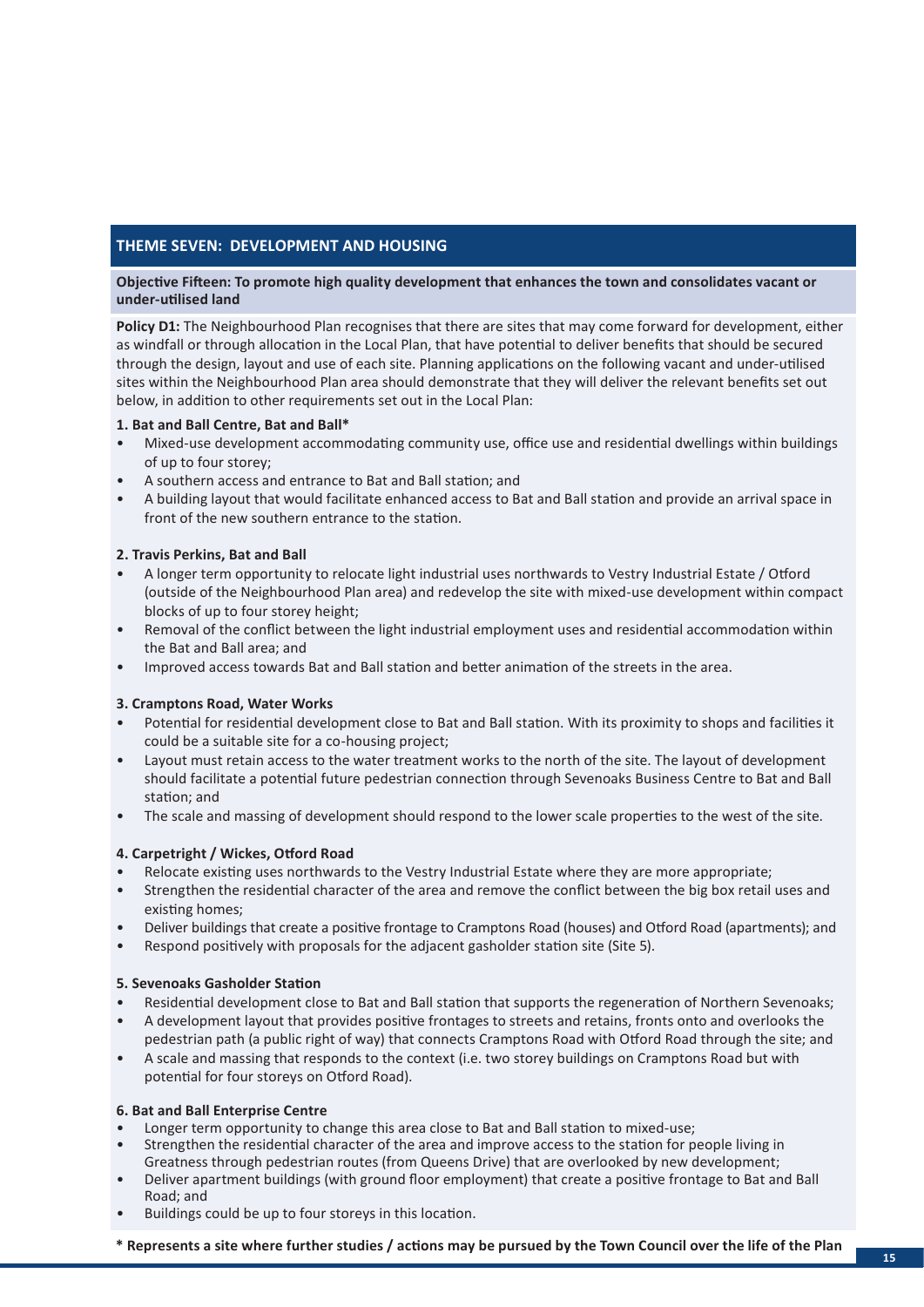## THEME SEVEN: DEVELOPMENT AND HOUSING

**Objective Fifteen: To promote high quality development that enhances the town and consolidates vacant or under-utilised land**

**Policy D1:** The Neighbourhood Plan recognises that there are sites that may come forward for development, either as windfall or through allocation in the Local Plan, that have potential to deliver benefits that should be secured through the design, layout and use of each site. Planning applications on the following vacant and under-utilised sites within the Neighbourhood Plan area should demonstrate that they will deliver the relevant benefits set out below, in addition to other requirements set out in the Local Plan:

**1. Bat and Ball Centre, Bat and Ball***

- Mixed-use development accommodating community use, office use and residential dwellings within buildings of up to four storey;
- A southern access and entrance to Bat and Ball station; and
- A building layout that would facilitate enhanced access to Bat and Ball station and provide an arrival space in front of the new southern entrance to the station.

**2. Travis Perkins, Bat and Ball**

- A longer term opportunity to relocate light industrial uses northwards to Vestry Industrial Estate / Otford (outside of the Neighbourhood Plan area) and redevelop the site with mixed-use development within compact blocks of up to four storey height;
- Removal of the conflict between the light industrial employment uses and residential accommodation within the Bat and Ball area; and
- Improved access towards Bat and Ball station and better animation of the streets in the area.

**3. Cramptons Road, Water Works**

- Potential for residential development close to Bat and Ball station. With its proximity to shops and facilities it could be a suitable site for a co-housing project;
- Layout must retain access to the water treatment works to the north of the site. The layout of development should facilitate a potential future pedestrian connection through Sevenoaks Business Centre to Bat and Ball station; and
- The scale and massing of development should respond to the lower scale properties to the west of the site.

**4. Carpetright / Wickes, Otford Road**

- Relocate existing uses northwards to the Vestry Industrial Estate where they are more appropriate;
- Strengthen the residential character of the area and remove the conflict between the big box retail uses and existing homes;
- Deliver buildings that create a positive frontage to Cramptons Road (houses) and Otford Road (apartments); and
- Respond positively with proposals for the adjacent gasholder station site (Site 5).

**5. Sevenoaks Gasholder Station**

- Residential development close to Bat and Ball station that supports the regeneration of Northern Sevenoaks;
- A development layout that provides positive frontages to streets and retains, fronts onto and overlooks the pedestrian path (a public right of way) that connects Cramptons Road with Otford Road through the site; and
- A scale and massing that responds to the context (i.e. two storey buildings on Cramptons Road but with potential for four storeys on Otford Road).

**6. Bat and Ball Enterprise Centre**

- Longer term opportunity to change this area close to Bat and Ball station to mixed-use;
- Strengthen the residential character of the area and improve access to the station for people living in Greatness through pedestrian routes (from Queens Drive) that are overlooked by new development;
- Deliver apartment buildings (with ground floor employment) that create a positive frontage to Bat and Ball Road; and
- Buildings could be up to four storeys in this location.

**\* Represents a site where further studies / actions may be pursued by the Town Council over the life of the Plan**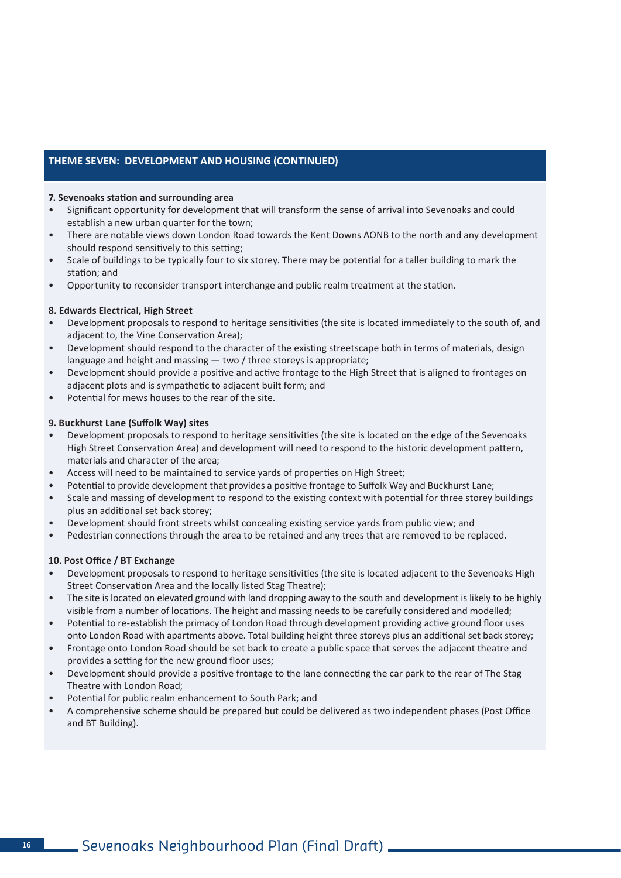## THEME SEVEN: DEVELOPMENT AND HOUSING (CONTINUED)

**7. Sevenoaks station and surrounding area**

- Significant opportunity for development that will transform the sense of arrival into Sevenoaks and could establish a new urban quarter for the town;
- There are notable views down London Road towards the Kent Downs AONB to the north and any development should respond sensitively to this setting;
- Scale of buildings to be typically four to six storey. There may be potential for a taller building to mark the station; and
- Opportunity to reconsider transport interchange and public realm treatment at the station.

**8. Edwards Electrical, High Street**

- Development proposals to respond to heritage sensitivities (the site is located immediately to the south of, and adjacent to, the Vine Conservation Area);
- Development should respond to the character of the existing streetscape both in terms of materials, design language and height and massing — two / three storeys is appropriate;
- Development should provide a positive and active frontage to the High Street that is aligned to frontages on adjacent plots and is sympathetic to adjacent built form; and
- Potential for mews houses to the rear of the site.

**9. Buckhurst Lane (Suffolk Way) sites**

- Development proposals to respond to heritage sensitivities (the site is located on the edge of the Sevenoaks High Street Conservation Area) and development will need to respond to the historic development pattern, materials and character of the area;
- Access will need to be maintained to service yards of properties on High Street;
- Potential to provide development that provides a positive frontage to Suffolk Way and Buckhurst Lane;
- Scale and massing of development to respond to the existing context with potential for three storey buildings plus an additional set back storey;
- Development should front streets whilst concealing existing service yards from public view; and
- Pedestrian connections through the area to be retained and any trees that are removed to be replaced.

**10. Post Office / BT Exchange**

- Development proposals to respond to heritage sensitivities (the site is located adjacent to the Sevenoaks High Street Conservation Area and the locally listed Stag Theatre);
- The site is located on elevated ground with land dropping away to the south and development is likely to be highly visible from a number of locations. The height and massing needs to be carefully considered and modelled;
- Potential to re-establish the primacy of London Road through development providing active ground floor uses onto London Road with apartments above. Total building height three storeys plus an additional set back storey;
- Frontage onto London Road should be set back to create a public space that serves the adjacent theatre and provides a setting for the new ground floor uses;
- Development should provide a positive frontage to the lane connecting the car park to the rear of The Stag Theatre with London Road;
- Potential for public realm enhancement to South Park; and
- A comprehensive scheme should be prepared but could be delivered as two independent phases (Post Office and BT Building).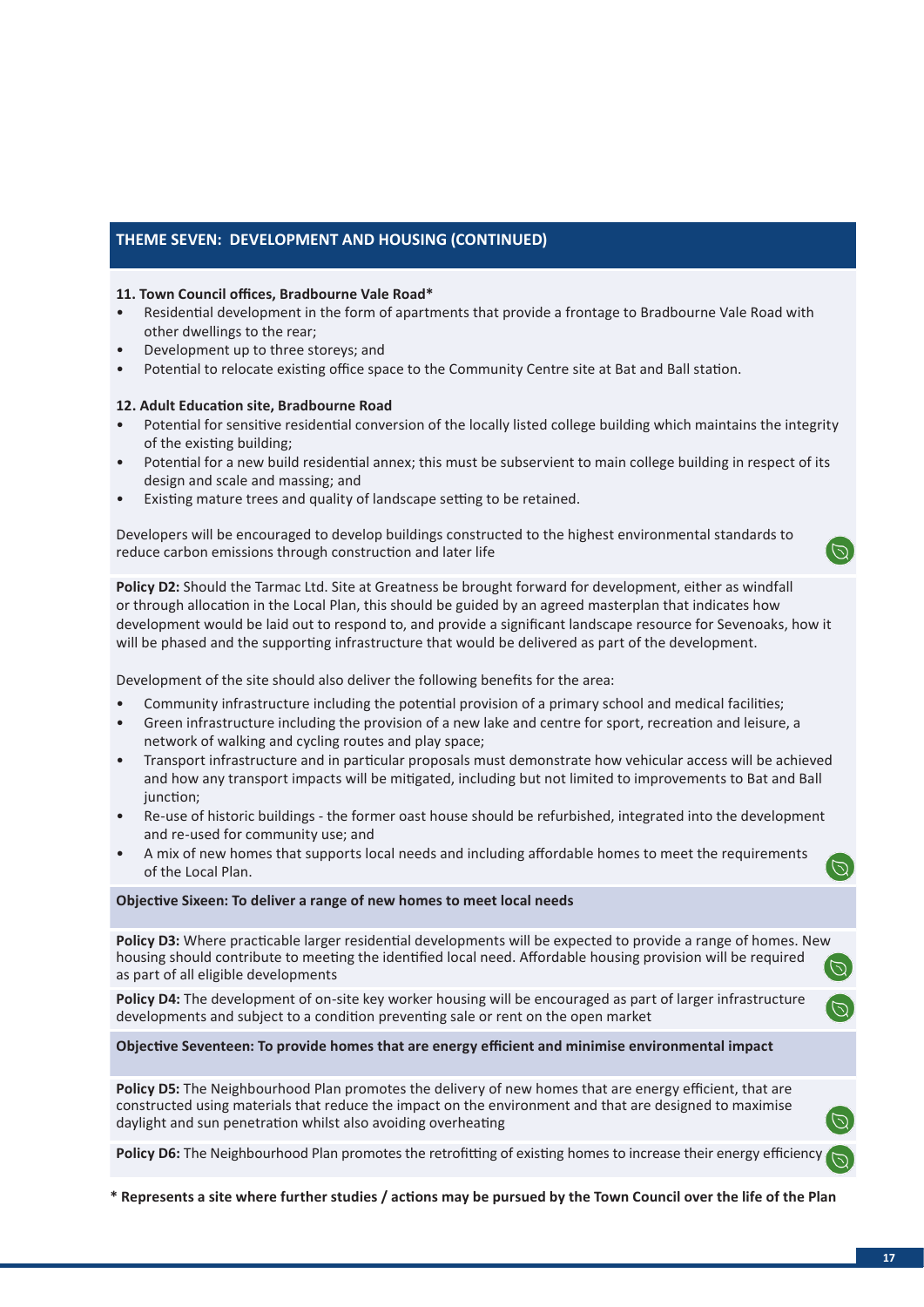## THEME SEVEN: DEVELOPMENT AND HOUSING (CONTINUED)

**11. Town Council offices, Bradbourne Vale Road***

- Residential development in the form of apartments that provide a frontage to Bradbourne Vale Road with other dwellings to the rear;
- Development up to three storeys; and
- Potential to relocate existing office space to the Community Centre site at Bat and Ball station.

**12. Adult Education site, Bradbourne Road**

- Potential for sensitive residential conversion of the locally listed college building which maintains the integrity of the existing building;
- Potential for a new build residential annex; this must be subservient to main college building in respect of its design and scale and massing; and
- Existing mature trees and quality of landscape setting to be retained.

Developers will be encouraged to develop buildings constructed to the highest environmental standards to reduce carbon emissions through construction and later life

**Policy D2:** Should the Tarmac Ltd. Site at Greatness be brought forward for development, either as windfall or through allocation in the Local Plan, this should be guided by an agreed masterplan that indicates how development would be laid out to respond to, and provide a significant landscape resource for Sevenoaks, how it will be phased and the supporting infrastructure that would be delivered as part of the development.

Development of the site should also deliver the following benefits for the area:

- Community infrastructure including the potential provision of a primary school and medical facilities;
- Green infrastructure including the provision of a new lake and centre for sport, recreation and leisure, a network of walking and cycling routes and play space;
- Transport infrastructure and in particular proposals must demonstrate how vehicular access will be achieved and how any transport impacts will be mitigated, including but not limited to improvements to Bat and Ball junction;
- Re-use of historic buildings - the former oast house should be refurbished, integrated into the development and re-used for community use; and
- A mix of new homes that supports local needs and including affordable homes to meet the requirements of the Local Plan.

**Objective Sixeen: To deliver a range of new homes to meet local needs**

**Policy D3:** Where practicable larger residential developments will be expected to provide a range of homes. New housing should contribute to meeting the identified local need. Affordable housing provision will be required as part of all eligible developments

**Policy D4:** The development of on-site key worker housing will be encouraged as part of larger infrastructure developments and subject to a condition preventing sale or rent on the open market

**Objective Seventeen: To provide homes that are energy efficient and minimise environmental impact**

**Policy D5:** The Neighbourhood Plan promotes the delivery of new homes that are energy efficient, that are constructed using materials that reduce the impact on the environment and that are designed to maximise daylight and sun penetration whilst also avoiding overheating

**Policy D6:** The Neighbourhood Plan promotes the retrofitting of existing homes to increase their energy efficiency

**\* Represents a site where further studies / actions may be pursued by the Town Council over the life of the Plan**